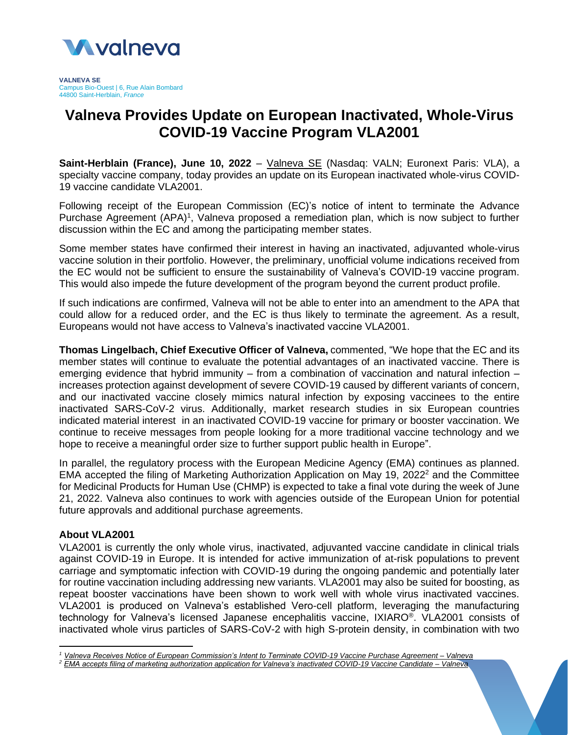**VALNEVA SE**
Campus Bio-Ouest | 6, Rue Alain Bombard
44800 Saint-Herblain, *France*

# Valneva Provides Update on European Inactivated, Whole-Virus COVID-19 Vaccine Program VLA2001

**Saint-Herblain (France), June 10, 2022** – Valneva SE (Nasdaq: VALN; Euronext Paris: VLA), a specialty vaccine company, today provides an update on its European inactivated whole-virus COVID-19 vaccine candidate VLA2001.

Following receipt of the European Commission (EC)'s notice of intent to terminate the Advance Purchase Agreement (APA)[1], Valneva proposed a remediation plan, which is now subject to further discussion within the EC and among the participating member states.

Some member states have confirmed their interest in having an inactivated, adjuvanted whole-virus vaccine solution in their portfolio. However, the preliminary, unofficial volume indications received from the EC would not be sufficient to ensure the sustainability of Valneva's COVID-19 vaccine program. This would also impede the future development of the program beyond the current product profile.

If such indications are confirmed, Valneva will not be able to enter into an amendment to the APA that could allow for a reduced order, and the EC is thus likely to terminate the agreement. As a result, Europeans would not have access to Valneva's inactivated vaccine VLA2001.

**Thomas Lingelbach, Chief Executive Officer of Valneva,** commented, "We hope that the EC and its member states will continue to evaluate the potential advantages of an inactivated vaccine. There is emerging evidence that hybrid immunity – from a combination of vaccination and natural infection – increases protection against development of severe COVID-19 caused by different variants of concern, and our inactivated vaccine closely mimics natural infection by exposing vaccinees to the entire inactivated SARS-CoV-2 virus. Additionally, market research studies in six European countries indicated material interest in an inactivated COVID-19 vaccine for primary or booster vaccination. We continue to receive messages from people looking for a more traditional vaccine technology and we hope to receive a meaningful order size to further support public health in Europe".

In parallel, the regulatory process with the European Medicine Agency (EMA) continues as planned. EMA accepted the filing of Marketing Authorization Application on May 19, 2022[2] and the Committee for Medicinal Products for Human Use (CHMP) is expected to take a final vote during the week of June 21, 2022. Valneva also continues to work with agencies outside of the European Union for potential future approvals and additional purchase agreements.

### About VLA2001

VLA2001 is currently the only whole virus, inactivated, adjuvanted vaccine candidate in clinical trials against COVID-19 in Europe. It is intended for active immunization of at-risk populations to prevent carriage and symptomatic infection with COVID-19 during the ongoing pandemic and potentially later for routine vaccination including addressing new variants. VLA2001 may also be suited for boosting, as repeat booster vaccinations have been shown to work well with whole virus inactivated vaccines. VLA2001 is produced on Valneva's established Vero-cell platform, leveraging the manufacturing technology for Valneva's licensed Japanese encephalitis vaccine, IXIARO®. VLA2001 consists of inactivated whole virus particles of SARS-CoV-2 with high S-protein density, in combination with two

---

[1] *Valneva Receives Notice of European Commission's Intent to Terminate COVID-19 Vaccine Purchase Agreement – Valneva*

[2] *EMA accepts filing of marketing authorization application for Valneva's inactivated COVID-19 Vaccine Candidate – Valneva*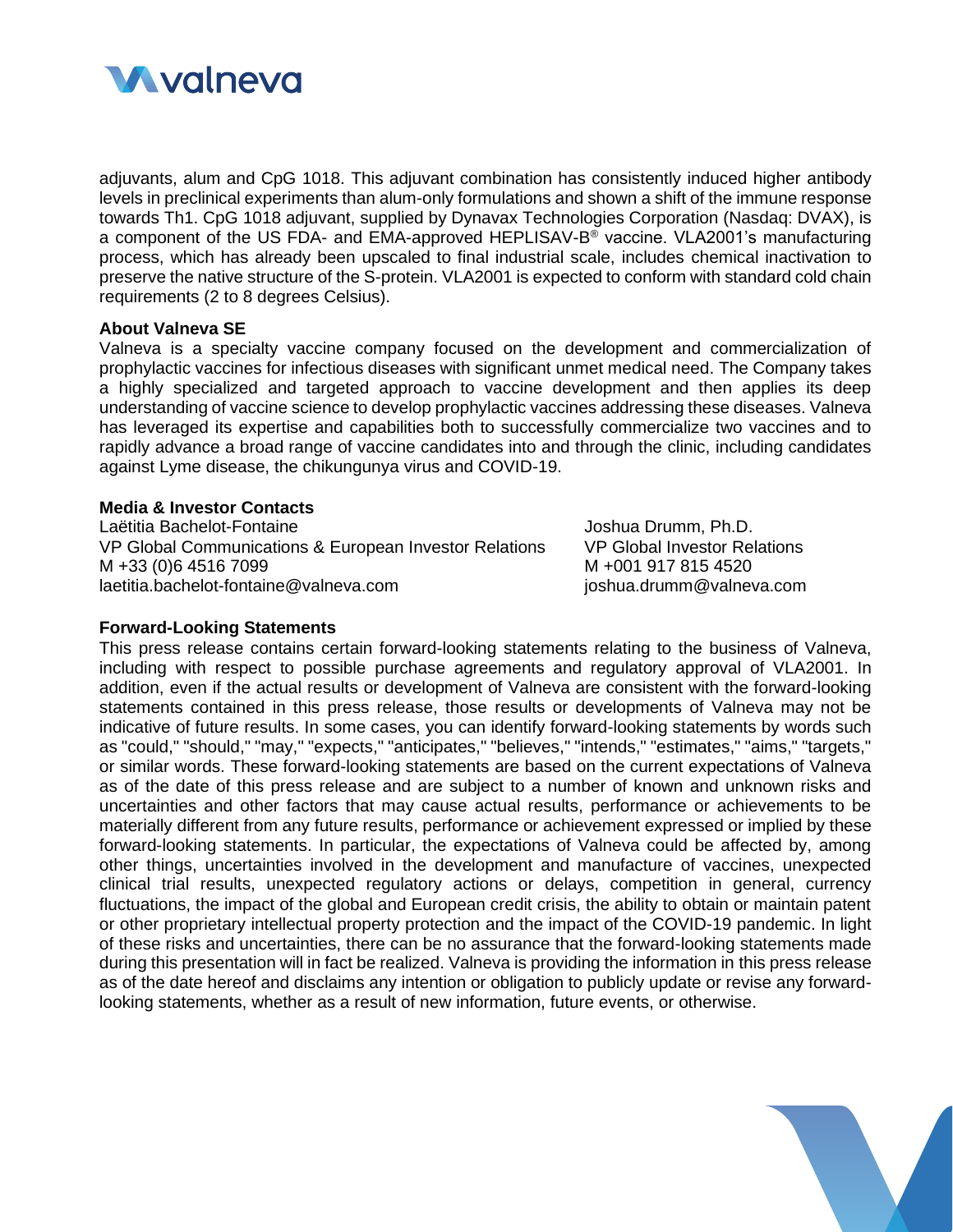adjuvants, alum and CpG 1018. This adjuvant combination has consistently induced higher antibody levels in preclinical experiments than alum-only formulations and shown a shift of the immune response towards Th1. CpG 1018 adjuvant, supplied by Dynavax Technologies Corporation (Nasdaq: DVAX), is a component of the US FDA- and EMA-approved HEPLISAV-B® vaccine. VLA2001's manufacturing process, which has already been upscaled to final industrial scale, includes chemical inactivation to preserve the native structure of the S-protein. VLA2001 is expected to conform with standard cold chain requirements (2 to 8 degrees Celsius).

**About Valneva SE**

Valneva is a specialty vaccine company focused on the development and commercialization of prophylactic vaccines for infectious diseases with significant unmet medical need. The Company takes a highly specialized and targeted approach to vaccine development and then applies its deep understanding of vaccine science to develop prophylactic vaccines addressing these diseases. Valneva has leveraged its expertise and capabilities both to successfully commercialize two vaccines and to rapidly advance a broad range of vaccine candidates into and through the clinic, including candidates against Lyme disease, the chikungunya virus and COVID-19.

**Media & Investor Contacts**

Laëtitia Bachelot-Fontaine
VP Global Communications & European Investor Relations
M +33 (0)6 4516 7099
laetitia.bachelot-fontaine@valneva.com

Joshua Drumm, Ph.D.
VP Global Investor Relations
M +001 917 815 4520
joshua.drumm@valneva.com

**Forward-Looking Statements**

This press release contains certain forward-looking statements relating to the business of Valneva, including with respect to possible purchase agreements and regulatory approval of VLA2001. In addition, even if the actual results or development of Valneva are consistent with the forward-looking statements contained in this press release, those results or developments of Valneva may not be indicative of future results. In some cases, you can identify forward-looking statements by words such as "could," "should," "may," "expects," "anticipates," "believes," "intends," "estimates," "aims," "targets," or similar words. These forward-looking statements are based on the current expectations of Valneva as of the date of this press release and are subject to a number of known and unknown risks and uncertainties and other factors that may cause actual results, performance or achievements to be materially different from any future results, performance or achievement expressed or implied by these forward-looking statements. In particular, the expectations of Valneva could be affected by, among other things, uncertainties involved in the development and manufacture of vaccines, unexpected clinical trial results, unexpected regulatory actions or delays, competition in general, currency fluctuations, the impact of the global and European credit crisis, the ability to obtain or maintain patent or other proprietary intellectual property protection and the impact of the COVID-19 pandemic. In light of these risks and uncertainties, there can be no assurance that the forward-looking statements made during this presentation will in fact be realized. Valneva is providing the information in this press release as of the date hereof and disclaims any intention or obligation to publicly update or revise any forward-looking statements, whether as a result of new information, future events, or otherwise.